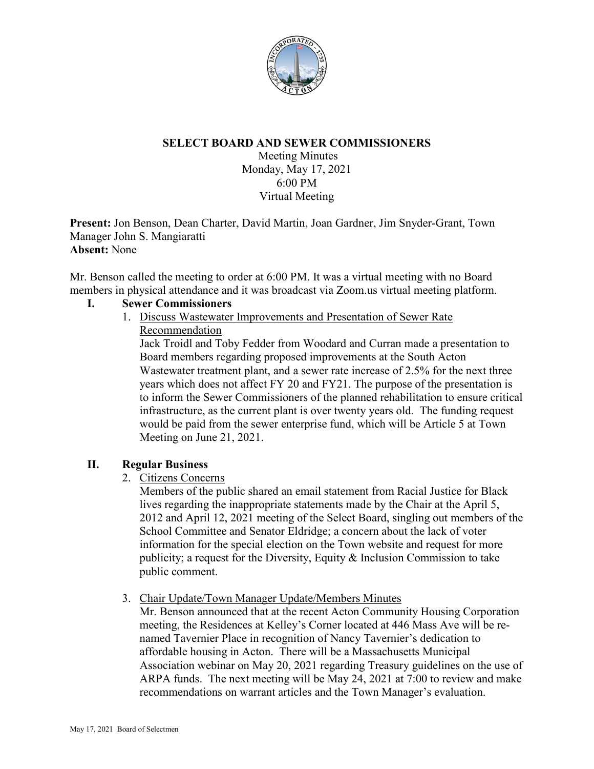# SELECT BOARD AND SEWER COMMISSIONERS

Meeting Minutes
Monday, May 17, 2021
6:00 PM
Virtual Meeting

**Present:** Jon Benson, Dean Charter, David Martin, Joan Gardner, Jim Snyder-Grant, Town Manager John S. Mangiaratti
**Absent:** None

Mr. Benson called the meeting to order at 6:00 PM. It was a virtual meeting with no Board members in physical attendance and it was broadcast via Zoom.us virtual meeting platform.

## I. Sewer Commissioners

1. Discuss Wastewater Improvements and Presentation of Sewer Rate Recommendation

   Jack Troidl and Toby Fedder from Woodard and Curran made a presentation to Board members regarding proposed improvements at the South Acton Wastewater treatment plant, and a sewer rate increase of 2.5% for the next three years which does not affect FY 20 and FY21. The purpose of the presentation is to inform the Sewer Commissioners of the planned rehabilitation to ensure critical infrastructure, as the current plant is over twenty years old. The funding request would be paid from the sewer enterprise fund, which will be Article 5 at Town Meeting on June 21, 2021.

## II. Regular Business

2. Citizens Concerns

   Members of the public shared an email statement from Racial Justice for Black lives regarding the inappropriate statements made by the Chair at the April 5, 2012 and April 12, 2021 meeting of the Select Board, singling out members of the School Committee and Senator Eldridge; a concern about the lack of voter information for the special election on the Town website and request for more publicity; a request for the Diversity, Equity & Inclusion Commission to take public comment.

3. Chair Update/Town Manager Update/Members Minutes

   Mr. Benson announced that at the recent Acton Community Housing Corporation meeting, the Residences at Kelley's Corner located at 446 Mass Ave will be re-named Tavernier Place in recognition of Nancy Tavernier's dedication to affordable housing in Acton. There will be a Massachusetts Municipal Association webinar on May 20, 2021 regarding Treasury guidelines on the use of ARPA funds. The next meeting will be May 24, 2021 at 7:00 to review and make recommendations on warrant articles and the Town Manager's evaluation.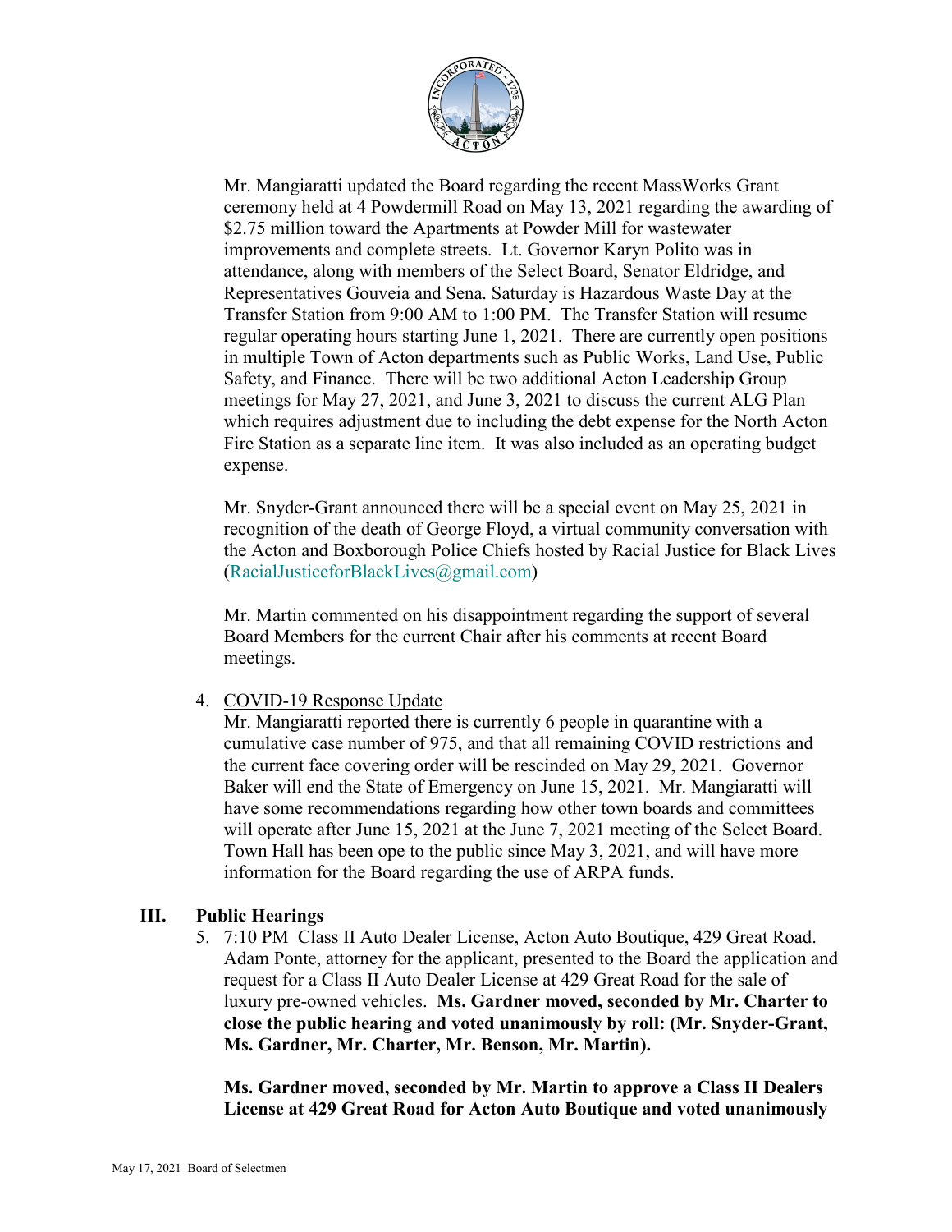Mr. Mangiaratti updated the Board regarding the recent MassWorks Grant ceremony held at 4 Powdermill Road on May 13, 2021 regarding the awarding of $2.75 million toward the Apartments at Powder Mill for wastewater improvements and complete streets. Lt. Governor Karyn Polito was in attendance, along with members of the Select Board, Senator Eldridge, and Representatives Gouveia and Sena. Saturday is Hazardous Waste Day at the Transfer Station from 9:00 AM to 1:00 PM. The Transfer Station will resume regular operating hours starting June 1, 2021. There are currently open positions in multiple Town of Acton departments such as Public Works, Land Use, Public Safety, and Finance. There will be two additional Acton Leadership Group meetings for May 27, 2021, and June 3, 2021 to discuss the current ALG Plan which requires adjustment due to including the debt expense for the North Acton Fire Station as a separate line item. It was also included as an operating budget expense.

Mr. Snyder-Grant announced there will be a special event on May 25, 2021 in recognition of the death of George Floyd, a virtual community conversation with the Acton and Boxborough Police Chiefs hosted by Racial Justice for Black Lives (RacialJusticeforBlackLives@gmail.com)

Mr. Martin commented on his disappointment regarding the support of several Board Members for the current Chair after his comments at recent Board meetings.

4. COVID-19 Response Update
   Mr. Mangiaratti reported there is currently 6 people in quarantine with a cumulative case number of 975, and that all remaining COVID restrictions and the current face covering order will be rescinded on May 29, 2021. Governor Baker will end the State of Emergency on June 15, 2021. Mr. Mangiaratti will have some recommendations regarding how other town boards and committees will operate after June 15, 2021 at the June 7, 2021 meeting of the Select Board. Town Hall has been ope to the public since May 3, 2021, and will have more information for the Board regarding the use of ARPA funds.

## III. Public Hearings

5. 7:10 PM Class II Auto Dealer License, Acton Auto Boutique, 429 Great Road. Adam Ponte, attorney for the applicant, presented to the Board the application and request for a Class II Auto Dealer License at 429 Great Road for the sale of luxury pre-owned vehicles. **Ms. Gardner moved, seconded by Mr. Charter to close the public hearing and voted unanimously by roll: (Mr. Snyder-Grant, Ms. Gardner, Mr. Charter, Mr. Benson, Mr. Martin).**

   **Ms. Gardner moved, seconded by Mr. Martin to approve a Class II Dealers License at 429 Great Road for Acton Auto Boutique and voted unanimously**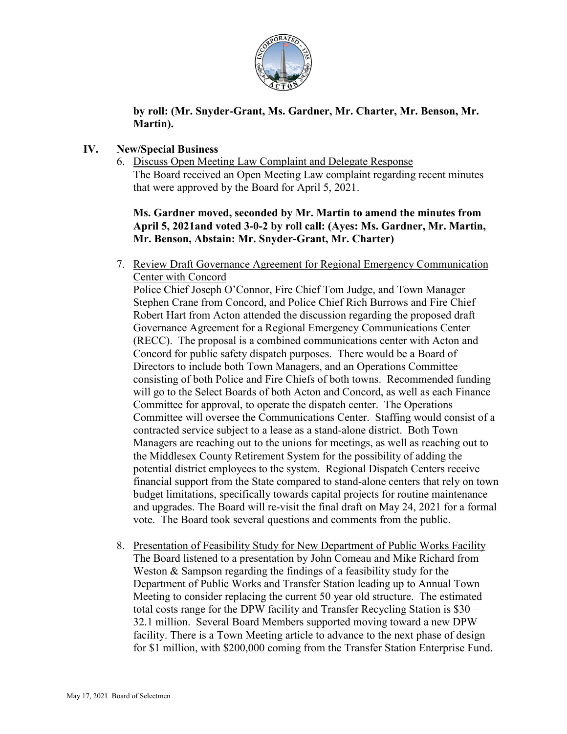**by roll: (Mr. Snyder-Grant, Ms. Gardner, Mr. Charter, Mr. Benson, Mr. Martin).**

## IV. New/Special Business

6. Discuss Open Meeting Law Complaint and Delegate Response
   The Board received an Open Meeting Law complaint regarding recent minutes that were approved by the Board for April 5, 2021.

   **Ms. Gardner moved, seconded by Mr. Martin to amend the minutes from April 5, 2021and voted 3-0-2 by roll call: (Ayes: Ms. Gardner, Mr. Martin, Mr. Benson, Abstain: Mr. Snyder-Grant, Mr. Charter)**

7. Review Draft Governance Agreement for Regional Emergency Communication Center with Concord
   Police Chief Joseph O'Connor, Fire Chief Tom Judge, and Town Manager Stephen Crane from Concord, and Police Chief Rich Burrows and Fire Chief Robert Hart from Acton attended the discussion regarding the proposed draft Governance Agreement for a Regional Emergency Communications Center (RECC). The proposal is a combined communications center with Acton and Concord for public safety dispatch purposes. There would be a Board of Directors to include both Town Managers, and an Operations Committee consisting of both Police and Fire Chiefs of both towns. Recommended funding will go to the Select Boards of both Acton and Concord, as well as each Finance Committee for approval, to operate the dispatch center. The Operations Committee will oversee the Communications Center. Staffing would consist of a contracted service subject to a lease as a stand-alone district. Both Town Managers are reaching out to the unions for meetings, as well as reaching out to the Middlesex County Retirement System for the possibility of adding the potential district employees to the system. Regional Dispatch Centers receive financial support from the State compared to stand-alone centers that rely on town budget limitations, specifically towards capital projects for routine maintenance and upgrades. The Board will re-visit the final draft on May 24, 2021 for a formal vote. The Board took several questions and comments from the public.

8. Presentation of Feasibility Study for New Department of Public Works Facility
   The Board listened to a presentation by John Comeau and Mike Richard from Weston & Sampson regarding the findings of a feasibility study for the Department of Public Works and Transfer Station leading up to Annual Town Meeting to consider replacing the current 50 year old structure. The estimated total costs range for the DPW facility and Transfer Recycling Station is $30 – 32.1 million. Several Board Members supported moving toward a new DPW facility. There is a Town Meeting article to advance to the next phase of design for $1 million, with $200,000 coming from the Transfer Station Enterprise Fund.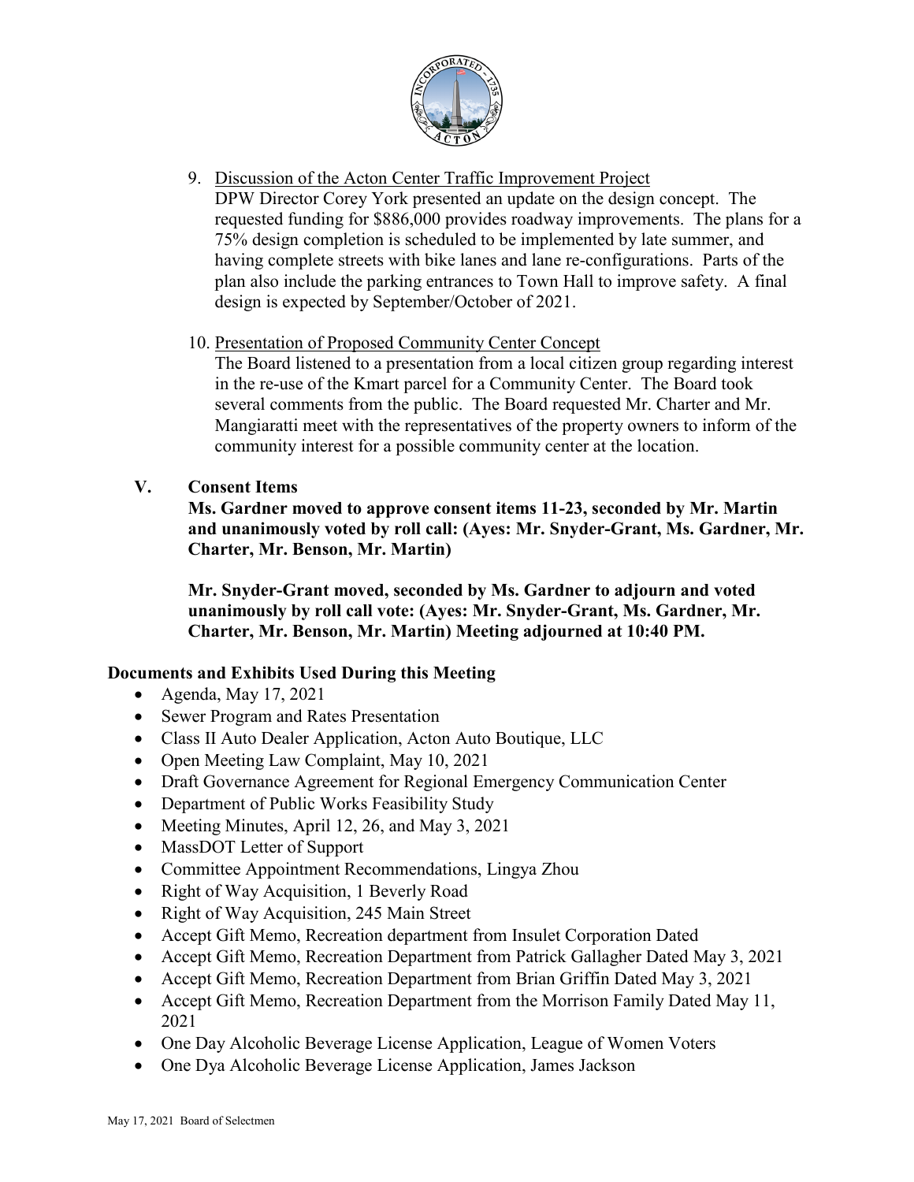9. Discussion of the Acton Center Traffic Improvement Project
   DPW Director Corey York presented an update on the design concept. The requested funding for $886,000 provides roadway improvements. The plans for a 75% design completion is scheduled to be implemented by late summer, and having complete streets with bike lanes and lane re-configurations. Parts of the plan also include the parking entrances to Town Hall to improve safety. A final design is expected by September/October of 2021.

10. Presentation of Proposed Community Center Concept
    The Board listened to a presentation from a local citizen group regarding interest in the re-use of the Kmart parcel for a Community Center. The Board took several comments from the public. The Board requested Mr. Charter and Mr. Mangiaratti meet with the representatives of the property owners to inform of the community interest for a possible community center at the location.

## V. Consent Items

**Ms. Gardner moved to approve consent items 11-23, seconded by Mr. Martin and unanimously voted by roll call: (Ayes: Mr. Snyder-Grant, Ms. Gardner, Mr. Charter, Mr. Benson, Mr. Martin)**

**Mr. Snyder-Grant moved, seconded by Ms. Gardner to adjourn and voted unanimously by roll call vote: (Ayes: Mr. Snyder-Grant, Ms. Gardner, Mr. Charter, Mr. Benson, Mr. Martin) Meeting adjourned at 10:40 PM.**

## Documents and Exhibits Used During this Meeting

- Agenda, May 17, 2021
- Sewer Program and Rates Presentation
- Class II Auto Dealer Application, Acton Auto Boutique, LLC
- Open Meeting Law Complaint, May 10, 2021
- Draft Governance Agreement for Regional Emergency Communication Center
- Department of Public Works Feasibility Study
- Meeting Minutes, April 12, 26, and May 3, 2021
- MassDOT Letter of Support
- Committee Appointment Recommendations, Lingya Zhou
- Right of Way Acquisition, 1 Beverly Road
- Right of Way Acquisition, 245 Main Street
- Accept Gift Memo, Recreation department from Insulet Corporation Dated
- Accept Gift Memo, Recreation Department from Patrick Gallagher Dated May 3, 2021
- Accept Gift Memo, Recreation Department from Brian Griffin Dated May 3, 2021
- Accept Gift Memo, Recreation Department from the Morrison Family Dated May 11, 2021
- One Day Alcoholic Beverage License Application, League of Women Voters
- One Dya Alcoholic Beverage License Application, James Jackson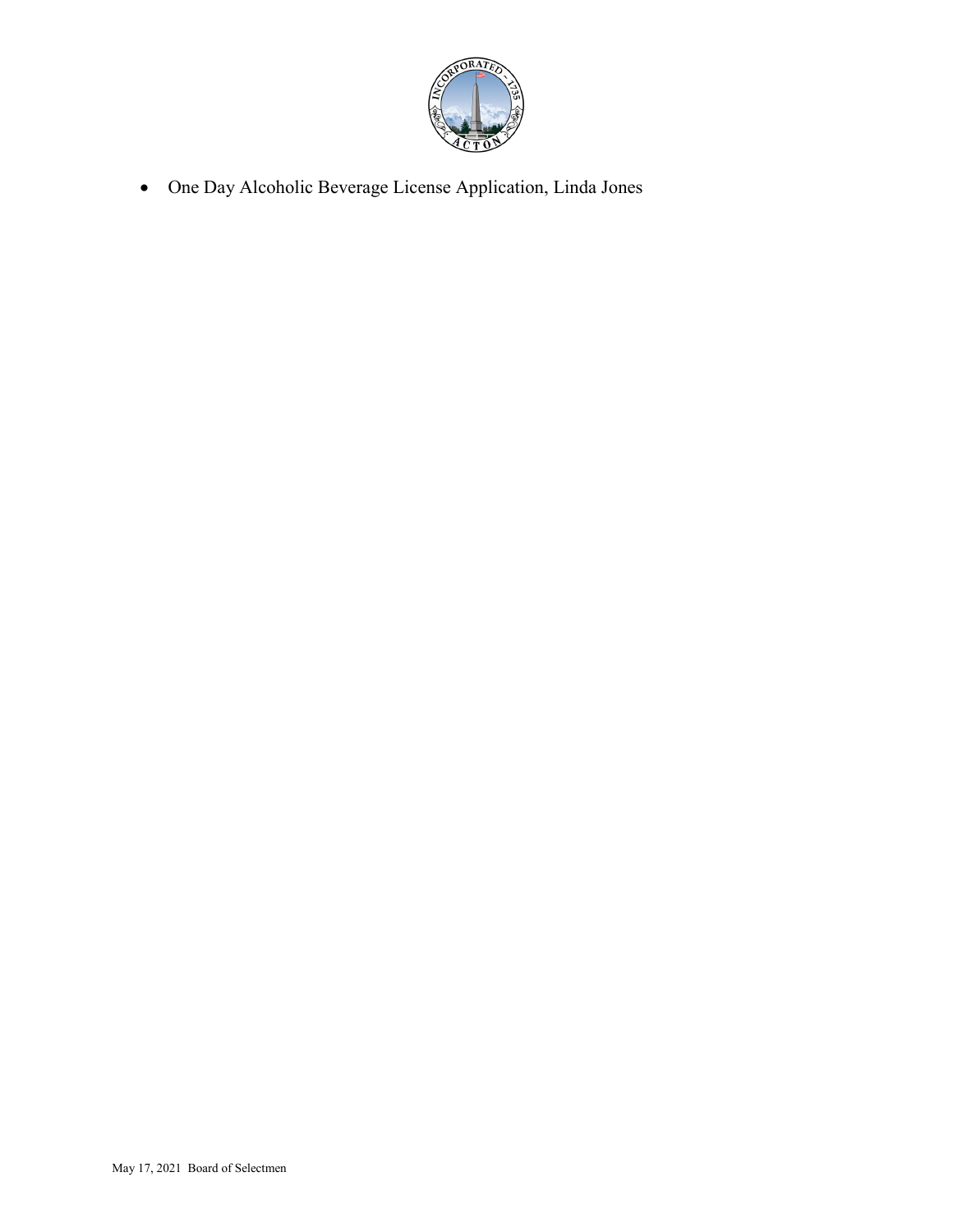- One Day Alcoholic Beverage License Application, Linda Jones